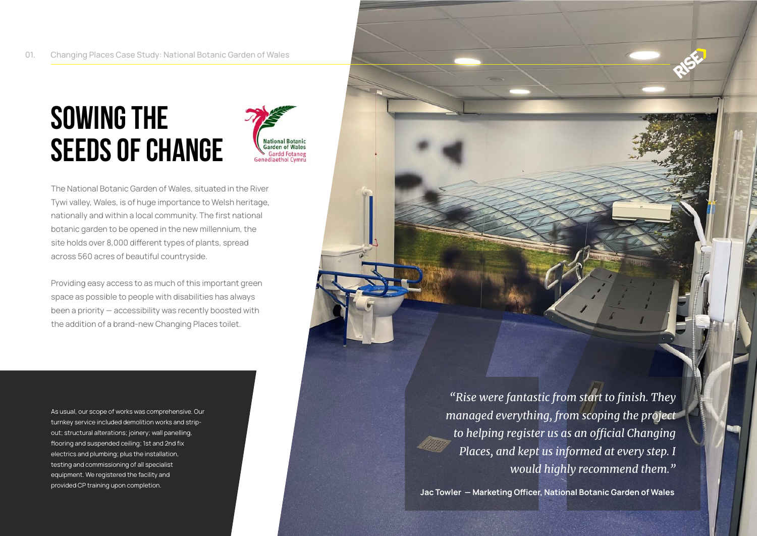# SOWING THE SEEDS OF CHANGE

The National Botanic Garden of Wales, situated in the River Tywi valley, Wales, is of huge importance to Welsh heritage, nationally and within a local community. The first national botanic garden to be opened in the new millennium, the site holds over 8,000 different types of plants, spread across 560 acres of beautiful countryside.

Providing easy access to as much of this important green space as possible to people with disabilities has always been a priority — accessibility was recently boosted with the addition of a brand-new Changing Places toilet.

As usual, our scope of works was comprehensive. Our turnkey service included demolition works and strip-out; structural alterations; joinery; wall panelling, flooring and suspended ceiling; 1st and 2nd fix electrics and plumbing; plus the installation, testing and commissioning of all specialist equipment. We registered the facility and provided CP training upon completion.

> *"Rise were fantastic from start to finish. They managed everything, from scoping the project to helping register us as an official Changing Places, and kept us informed at every step. I would highly recommend them."*
>
> **Jac Towler — Marketing Officer, National Botanic Garden of Wales**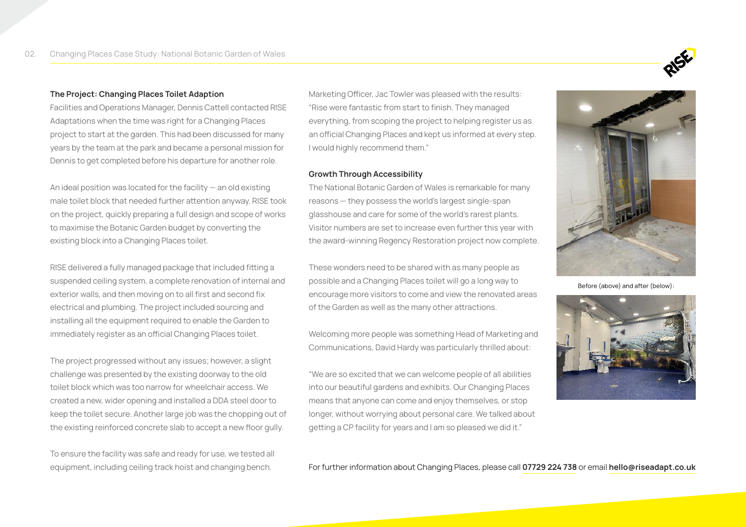### The Project: Changing Places Toilet Adaption

Facilities and Operations Manager, Dennis Cattell contacted RISE Adaptations when the time was right for a Changing Places project to start at the garden. This had been discussed for many years by the team at the park and became a personal mission for Dennis to get completed before his departure for another role.

An ideal position was located for the facility — an old existing male toilet block that needed further attention anyway. RISE took on the project, quickly preparing a full design and scope of works to maximise the Botanic Garden budget by converting the existing block into a Changing Places toilet.

RISE delivered a fully managed package that included fitting a suspended ceiling system, a complete renovation of internal and exterior walls, and then moving on to all first and second fix electrical and plumbing. The project included sourcing and installing all the equipment required to enable the Garden to immediately register as an official Changing Places toilet.

The project progressed without any issues; however, a slight challenge was presented by the existing doorway to the old toilet block which was too narrow for wheelchair access. We created a new, wider opening and installed a DDA steel door to keep the toilet secure. Another large job was the chopping out of the existing reinforced concrete slab to accept a new floor gully.

To ensure the facility was safe and ready for use, we tested all equipment, including ceiling track hoist and changing bench.

Marketing Officer, Jac Towler was pleased with the results: "Rise were fantastic from start to finish. They managed everything, from scoping the project to helping register us as an official Changing Places and kept us informed at every step. I would highly recommend them."

### Growth Through Accessibility

The National Botanic Garden of Wales is remarkable for many reasons — they possess the world's largest single-span glasshouse and care for some of the world's rarest plants. Visitor numbers are set to increase even further this year with the award-winning Regency Restoration project now complete.

These wonders need to be shared with as many people as possible and a Changing Places toilet will go a long way to encourage more visitors to come and view the renovated areas of the Garden as well as the many other attractions.

Welcoming more people was something Head of Marketing and Communications, David Hardy was particularly thrilled about:

"We are so excited that we can welcome people of all abilities into our beautiful gardens and exhibits. Our Changing Places means that anyone can come and enjoy themselves, or stop longer, without worrying about personal care. We talked about getting a CP facility for years and I am so pleased we did it."

Before (above) and after (below):

For further information about Changing Places, please call **07729 224 738** or email **hello@riseadapt.co.uk**